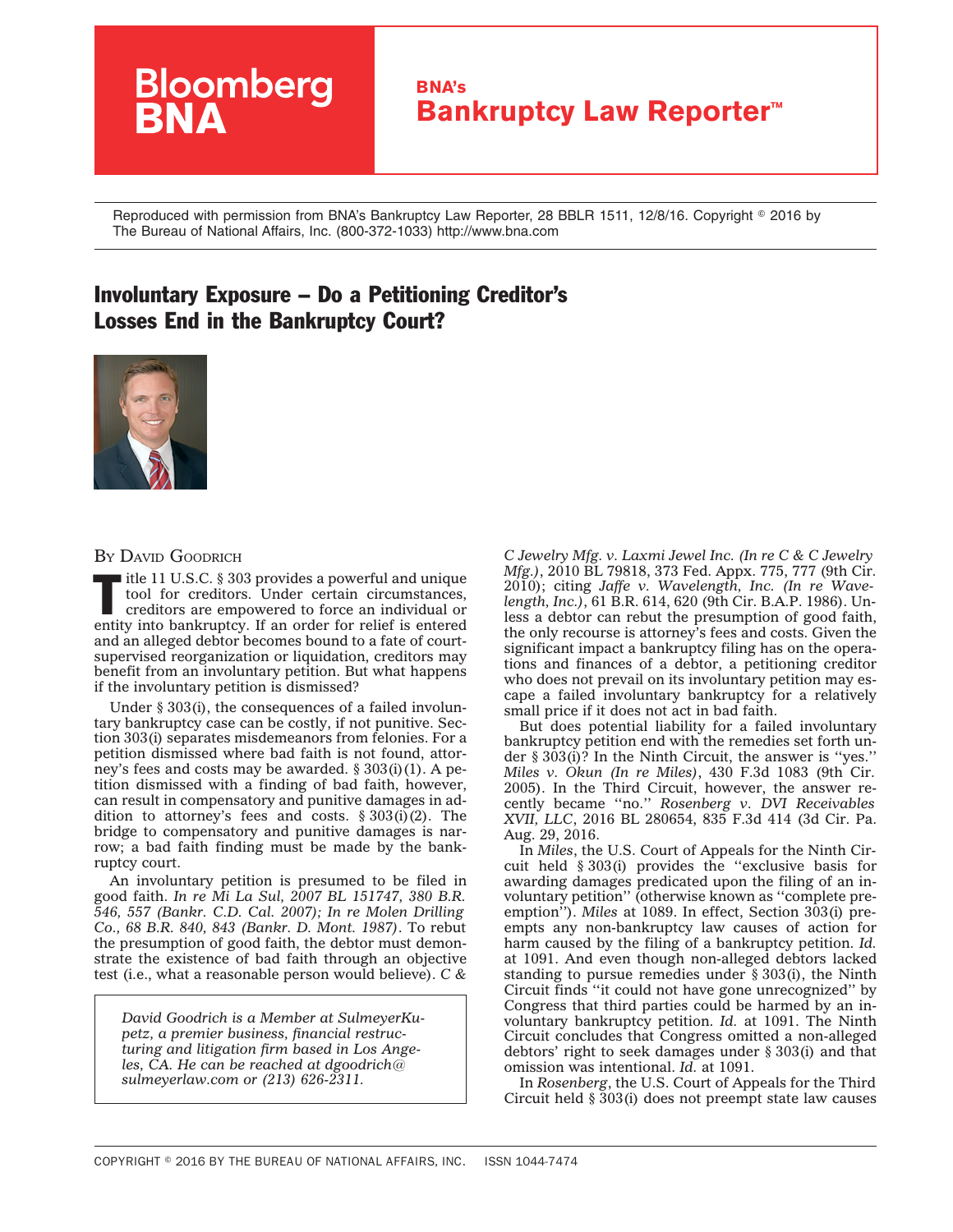Bloomberg BNA

**BNA's Bankruptcy Law Reporter™**

Reproduced with permission from BNA's Bankruptcy Law Reporter, 28 BBLR 1511, 12/8/16. Copyright © 2016 by The Bureau of National Affairs, Inc. (800-372-1033) http://www.bna.com

# Involuntary Exposure – Do a Petitioning Creditor's Losses End in the Bankruptcy Court?

BY DAVID GOODRICH

Title 11 U.S.C. § 303 provides a powerful and unique tool for creditors. Under certain circumstances, creditors are empowered to force an individual or entity into bankruptcy. If an order for relief is entered and an alleged debtor becomes bound to a fate of court-supervised reorganization or liquidation, creditors may benefit from an involuntary petition. But what happens if the involuntary petition is dismissed?

Under § 303(i), the consequences of a failed involuntary bankruptcy case can be costly, if not punitive. Section 303(i) separates misdemeanors from felonies. For a petition dismissed where bad faith is not found, attorney's fees and costs may be awarded. § 303(i)(1). A petition dismissed with a finding of bad faith, however, can result in compensatory and punitive damages in addition to attorney's fees and costs. § 303(i)(2). The bridge to compensatory and punitive damages is narrow; a bad faith finding must be made by the bankruptcy court.

An involuntary petition is presumed to be filed in good faith. *In re Mi La Sul, 2007 BL 151747, 380 B.R. 546, 557 (Bankr. C.D. Cal. 2007); In re Molen Drilling Co., 68 B.R. 840, 843 (Bankr. D. Mont. 1987)*. To rebut the presumption of good faith, the debtor must demonstrate the existence of bad faith through an objective test (i.e., what a reasonable person would believe). *C & C Jewelry Mfg. v. Laxmi Jewel Inc. (In re C & C Jewelry Mfg.)*, 2010 BL 79818, 373 Fed. Appx. 775, 777 (9th Cir. 2010); citing *Jaffe v. Wavelength, Inc. (In re Wavelength, Inc.)*, 61 B.R. 614, 620 (9th Cir. B.A.P. 1986). Unless a debtor can rebut the presumption of good faith, the only recourse is attorney's fees and costs. Given the significant impact a bankruptcy filing has on the operations and finances of a debtor, a petitioning creditor who does not prevail on its involuntary petition may escape a failed involuntary bankruptcy for a relatively small price if it does not act in bad faith.

But does potential liability for a failed involuntary bankruptcy petition end with the remedies set forth under § 303(i)? In the Ninth Circuit, the answer is ''yes.'' *Miles v. Okun (In re Miles)*, 430 F.3d 1083 (9th Cir. 2005). In the Third Circuit, however, the answer recently became ''no.'' *Rosenberg v. DVI Receivables XVII, LLC*, 2016 BL 280654, 835 F.3d 414 (3d Cir. Pa. Aug. 29, 2016).

In *Miles*, the U.S. Court of Appeals for the Ninth Circuit held § 303(i) provides the ''exclusive basis for awarding damages predicated upon the filing of an involuntary petition'' (otherwise known as ''complete preemption''). *Miles* at 1089. In effect, Section 303(i) preempts any non-bankruptcy law causes of action for harm caused by the filing of a bankruptcy petition. *Id.* at 1091. And even though non-alleged debtors lacked standing to pursue remedies under § 303(i), the Ninth Circuit finds ''it could not have gone unrecognized'' by Congress that third parties could be harmed by an involuntary bankruptcy petition. *Id.* at 1091. The Ninth Circuit concludes that Congress omitted a non-alleged debtors' right to seek damages under § 303(i) and that omission was intentional. *Id.* at 1091.

In *Rosenberg*, the U.S. Court of Appeals for the Third Circuit held § 303(i) does not preempt state law causes

*David Goodrich is a Member at SulmeyerKupetz, a premier business, financial restructuring and litigation firm based in Los Angeles, CA. He can be reached at dgoodrich@sulmeyerlaw.com or (213) 626-2311.*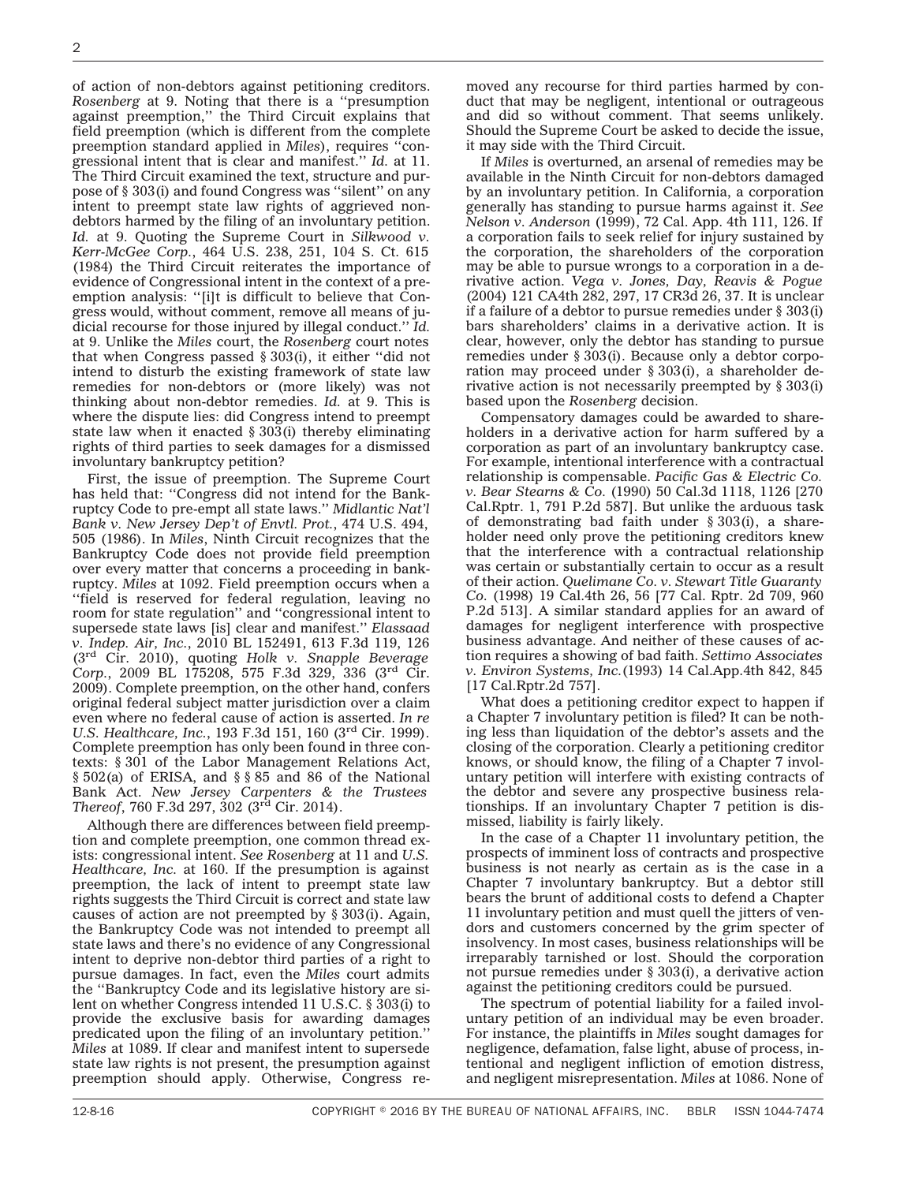of action of non-debtors against petitioning creditors. *Rosenberg* at 9. Noting that there is a ''presumption against preemption,'' the Third Circuit explains that field preemption (which is different from the complete preemption standard applied in *Miles*), requires ''congressional intent that is clear and manifest.'' *Id.* at 11. The Third Circuit examined the text, structure and purpose of § 303(i) and found Congress was ''silent'' on any intent to preempt state law rights of aggrieved non-debtors harmed by the filing of an involuntary petition. *Id.* at 9. Quoting the Supreme Court in *Silkwood v. Kerr-McGee Corp.*, 464 U.S. 238, 251, 104 S. Ct. 615 (1984) the Third Circuit reiterates the importance of evidence of Congressional intent in the context of a preemption analysis: ''[i]t is difficult to believe that Congress would, without comment, remove all means of judicial recourse for those injured by illegal conduct.'' *Id.* at 9. Unlike the *Miles* court, the *Rosenberg* court notes that when Congress passed § 303(i), it either ''did not intend to disturb the existing framework of state law remedies for non-debtors or (more likely) was not thinking about non-debtor remedies. *Id.* at 9. This is where the dispute lies: did Congress intend to preempt state law when it enacted § 303(i) thereby eliminating rights of third parties to seek damages for a dismissed involuntary bankruptcy petition?

First, the issue of preemption. The Supreme Court has held that: ''Congress did not intend for the Bankruptcy Code to pre-empt all state laws.'' *Midlantic Nat'l Bank v. New Jersey Dep't of Envtl. Prot.*, 474 U.S. 494, 505 (1986). In *Miles*, Ninth Circuit recognizes that the Bankruptcy Code does not provide field preemption over every matter that concerns a proceeding in bankruptcy. *Miles* at 1092. Field preemption occurs when a ''field is reserved for federal regulation, leaving no room for state regulation'' and ''congressional intent to supersede state laws [is] clear and manifest.'' *Elassaad v. Indep. Air, Inc.*, 2010 BL 152491, 613 F.3d 119, 126 (3rd Cir. 2010), quoting *Holk v. Snapple Beverage Corp.*, 2009 BL 175208, 575 F.3d 329, 336 (3rd Cir. 2009). Complete preemption, on the other hand, confers original federal subject matter jurisdiction over a claim even where no federal cause of action is asserted. *In re U.S. Healthcare, Inc.*, 193 F.3d 151, 160 (3rd Cir. 1999). Complete preemption has only been found in three contexts: § 301 of the Labor Management Relations Act, § 502(a) of ERISA, and § § 85 and 86 of the National Bank Act. *New Jersey Carpenters & the Trustees Thereof*, 760 F.3d 297, 302 (3rd Cir. 2014).

Although there are differences between field preemption and complete preemption, one common thread exists: congressional intent. *See Rosenberg* at 11 and *U.S. Healthcare, Inc.* at 160. If the presumption is against preemption, the lack of intent to preempt state law rights suggests the Third Circuit is correct and state law causes of action are not preempted by § 303(i). Again, the Bankruptcy Code was not intended to preempt all state laws and there's no evidence of any Congressional intent to deprive non-debtor third parties of a right to pursue damages. In fact, even the *Miles* court admits the ''Bankruptcy Code and its legislative history are silent on whether Congress intended 11 U.S.C. § 303(i) to provide the exclusive basis for awarding damages predicated upon the filing of an involuntary petition.'' *Miles* at 1089. If clear and manifest intent to supersede state law rights is not present, the presumption against preemption should apply. Otherwise, Congress removed any recourse for third parties harmed by conduct that may be negligent, intentional or outrageous and did so without comment. That seems unlikely. Should the Supreme Court be asked to decide the issue, it may side with the Third Circuit.

If *Miles* is overturned, an arsenal of remedies may be available in the Ninth Circuit for non-debtors damaged by an involuntary petition. In California, a corporation generally has standing to pursue harms against it. *See Nelson v. Anderson* (1999), 72 Cal. App. 4th 111, 126. If a corporation fails to seek relief for injury sustained by the corporation, the shareholders of the corporation may be able to pursue wrongs to a corporation in a derivative action. *Vega v. Jones, Day, Reavis & Pogue* (2004) 121 CA4th 282, 297, 17 CR3d 26, 37. It is unclear if a failure of a debtor to pursue remedies under § 303(i) bars shareholders' claims in a derivative action. It is clear, however, only the debtor has standing to pursue remedies under § 303(i). Because only a debtor corporation may proceed under § 303(i), a shareholder derivative action is not necessarily preempted by § 303(i) based upon the *Rosenberg* decision.

Compensatory damages could be awarded to shareholders in a derivative action for harm suffered by a corporation as part of an involuntary bankruptcy case. For example, intentional interference with a contractual relationship is compensable. *Pacific Gas & Electric Co. v. Bear Stearns & Co.* (1990) 50 Cal.3d 1118, 1126 [270 Cal.Rptr. 1, 791 P.2d 587]. But unlike the arduous task of demonstrating bad faith under § 303(i), a shareholder need only prove the petitioning creditors knew that the interference with a contractual relationship was certain or substantially certain to occur as a result of their action. *Quelimane Co. v. Stewart Title Guaranty Co.* (1998) 19 Cal.4th 26, 56 [77 Cal. Rptr. 2d 709, 960 P.2d 513]. A similar standard applies for an award of damages for negligent interference with prospective business advantage. And neither of these causes of action requires a showing of bad faith. *Settimo Associates v. Environ Systems, Inc.*(1993) 14 Cal.App.4th 842, 845 [17 Cal.Rptr.2d 757].

What does a petitioning creditor expect to happen if a Chapter 7 involuntary petition is filed? It can be nothing less than liquidation of the debtor's assets and the closing of the corporation. Clearly a petitioning creditor knows, or should know, the filing of a Chapter 7 involuntary petition will interfere with existing contracts of the debtor and severe any prospective business relationships. If an involuntary Chapter 7 petition is dismissed, liability is fairly likely.

In the case of a Chapter 11 involuntary petition, the prospects of imminent loss of contracts and prospective business is not nearly as certain as is the case in a Chapter 7 involuntary bankruptcy. But a debtor still bears the brunt of additional costs to defend a Chapter 11 involuntary petition and must quell the jitters of vendors and customers concerned by the grim specter of insolvency. In most cases, business relationships will be irreparably tarnished or lost. Should the corporation not pursue remedies under § 303(i), a derivative action against the petitioning creditors could be pursued.

The spectrum of potential liability for a failed involuntary petition of an individual may be even broader. For instance, the plaintiffs in *Miles* sought damages for negligence, defamation, false light, abuse of process, intentional and negligent infliction of emotion distress, and negligent misrepresentation. *Miles* at 1086. None of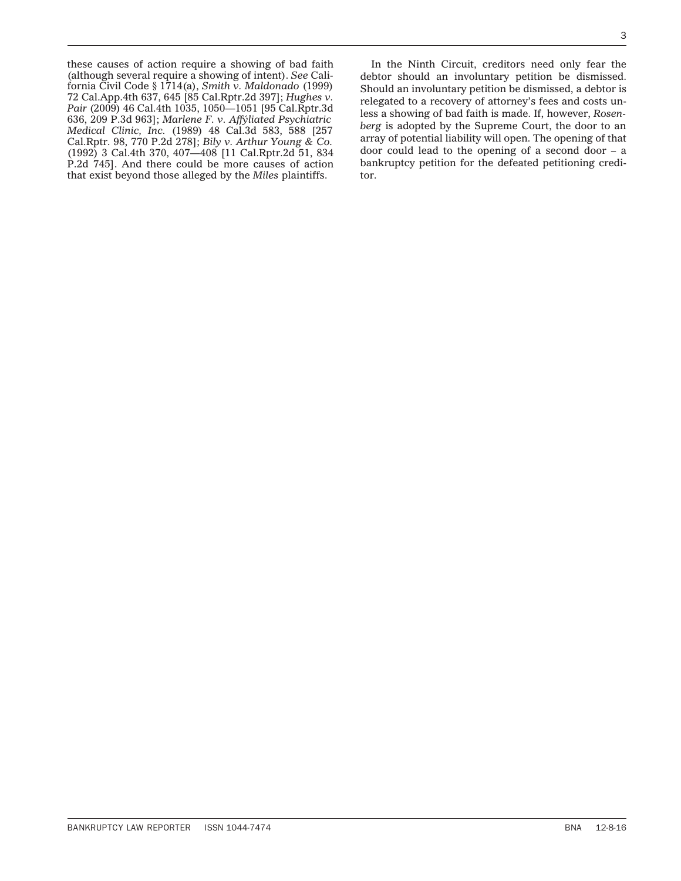these causes of action require a showing of bad faith (although several require a showing of intent). *See* California Civil Code § 1714(a), *Smith v. Maldonado* (1999) 72 Cal.App.4th 637, 645 [85 Cal.Rptr.2d 397]; *Hughes v. Pair* (2009) 46 Cal.4th 1035, 1050—1051 [95 Cal.Rptr.3d 636, 209 P.3d 963]; *Marlene F. v. Affýliated Psychiatric Medical Clinic, Inc.* (1989) 48 Cal.3d 583, 588 [257 Cal.Rptr. 98, 770 P.2d 278]; *Bily v. Arthur Young & Co.* (1992) 3 Cal.4th 370, 407—408 [11 Cal.Rptr.2d 51, 834 P.2d 745]. And there could be more causes of action that exist beyond those alleged by the *Miles* plaintiffs.

In the Ninth Circuit, creditors need only fear the debtor should an involuntary petition be dismissed. Should an involuntary petition be dismissed, a debtor is relegated to a recovery of attorney's fees and costs unless a showing of bad faith is made. If, however, *Rosenberg* is adopted by the Supreme Court, the door to an array of potential liability will open. The opening of that door could lead to the opening of a second door – a bankruptcy petition for the defeated petitioning creditor.